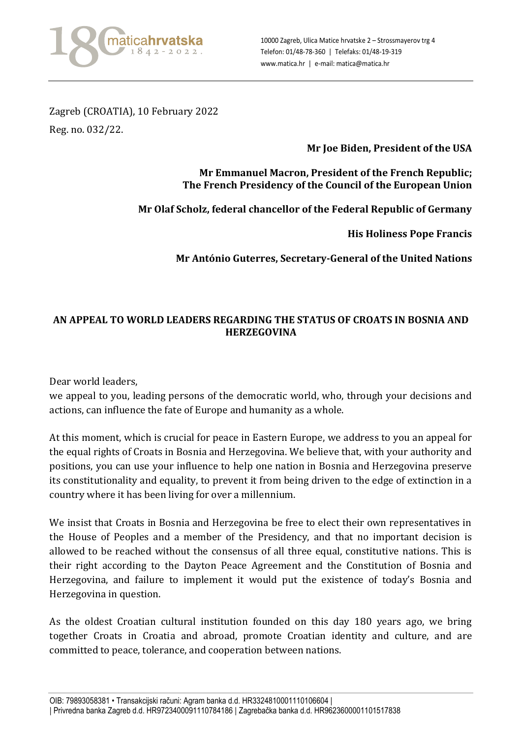10000 Zagreb, Ulica Matice hrvatske 2 – Strossmayerov trg 4
Telefon: 01/48-78-360 | Telefaks: 01/48-19-319
www.matica.hr | e-mail: matica@matica.hr

Zagreb (CROATIA), 10 February 2022

Reg. no. 032/22.

**Mr Joe Biden, President of the USA**

**Mr Emmanuel Macron, President of the French Republic;**
**The French Presidency of the Council of the European Union**

**Mr Olaf Scholz, federal chancellor of the Federal Republic of Germany**

**His Holiness Pope Francis**

**Mr António Guterres, Secretary-General of the United Nations**

## AN APPEAL TO WORLD LEADERS REGARDING THE STATUS OF CROATS IN BOSNIA AND HERZEGOVINA

Dear world leaders,
we appeal to you, leading persons of the democratic world, who, through your decisions and actions, can influence the fate of Europe and humanity as a whole.

At this moment, which is crucial for peace in Eastern Europe, we address to you an appeal for the equal rights of Croats in Bosnia and Herzegovina. We believe that, with your authority and positions, you can use your influence to help one nation in Bosnia and Herzegovina preserve its constitutionality and equality, to prevent it from being driven to the edge of extinction in a country where it has been living for over a millennium.

We insist that Croats in Bosnia and Herzegovina be free to elect their own representatives in the House of Peoples and a member of the Presidency, and that no important decision is allowed to be reached without the consensus of all three equal, constitutive nations. This is their right according to the Dayton Peace Agreement and the Constitution of Bosnia and Herzegovina, and failure to implement it would put the existence of today's Bosnia and Herzegovina in question.

As the oldest Croatian cultural institution founded on this day 180 years ago, we bring together Croats in Croatia and abroad, promote Croatian identity and culture, and are committed to peace, tolerance, and cooperation between nations.

OIB: 79893058381 • Transakcijski računi: Agram banka d.d. HR3324810001110106604 |
| Privredna banka Zagreb d.d. HR9723400091110784186 | Zagrebačka banka d.d. HR9623600001101517838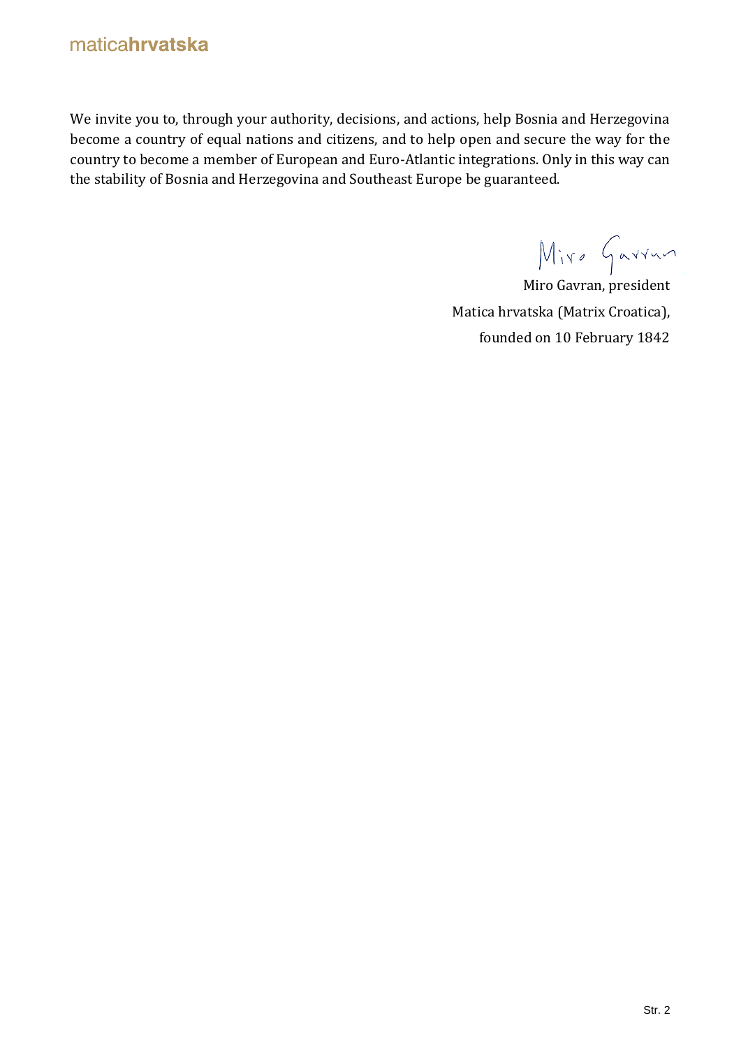We invite you to, through your authority, decisions, and actions, help Bosnia and Herzegovina become a country of equal nations and citizens, and to help open and secure the way for the country to become a member of European and Euro-Atlantic integrations. Only in this way can the stability of Bosnia and Herzegovina and Southeast Europe be guaranteed.

Miro Gavran, president
Matica hrvatska (Matrix Croatica),
founded on 10 February 1842